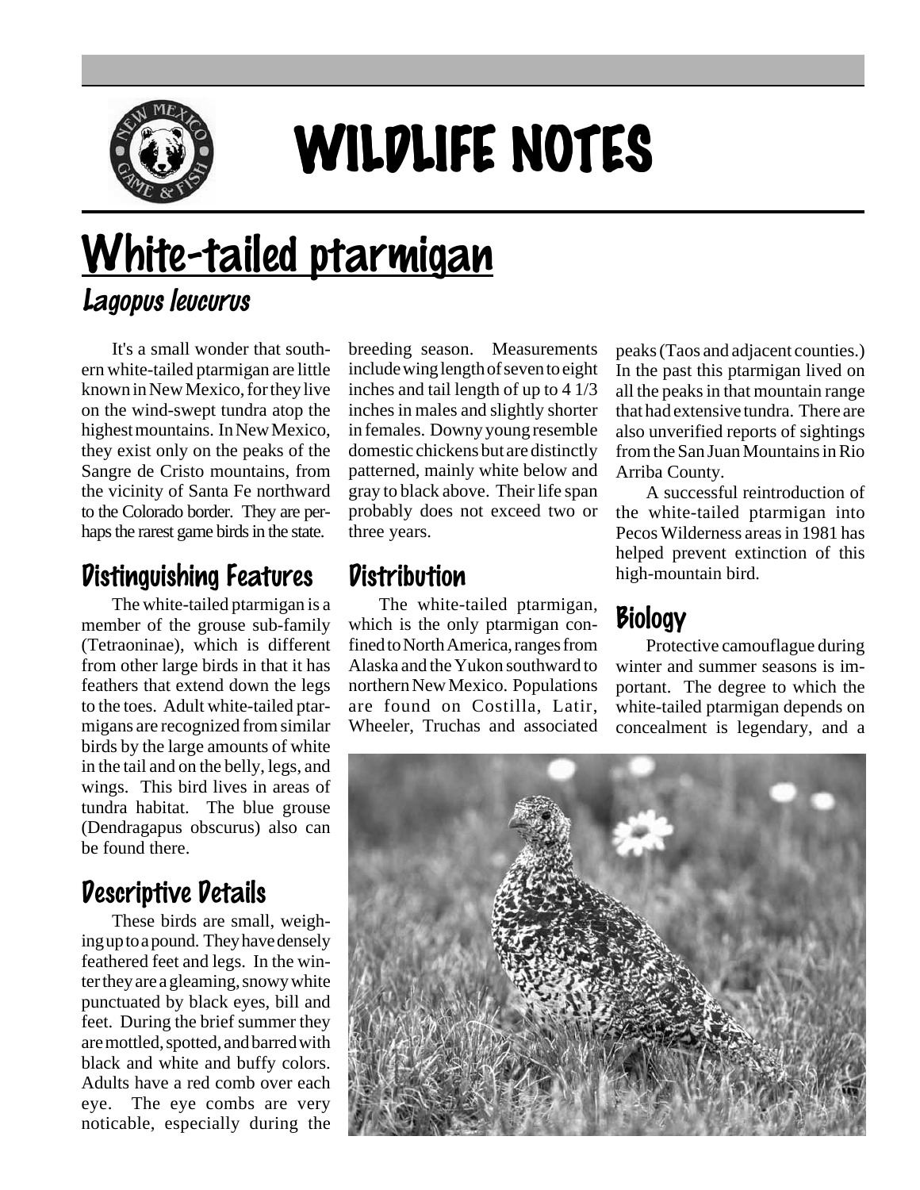# WILDLIFE NOTES

# White-tailed ptarmigan

## *Lagopus leucurus*

It's a small wonder that southern white-tailed ptarmigan are little known in New Mexico, for they live on the wind-swept tundra atop the highest mountains. In New Mexico, they exist only on the peaks of the Sangre de Cristo mountains, from the vicinity of Santa Fe northward to the Colorado border. They are perhaps the rarest game birds in the state.

## Distinguishing Features

The white-tailed ptarmigan is a member of the grouse sub-family (Tetraoninae), which is different from other large birds in that it has feathers that extend down the legs to the toes. Adult white-tailed ptarmigans are recognized from similar birds by the large amounts of white in the tail and on the belly, legs, and wings. This bird lives in areas of tundra habitat. The blue grouse (Dendragapus obscurus) also can be found there.

## Descriptive Details

These birds are small, weighing up to a pound. They have densely feathered feet and legs. In the winter they are a gleaming, snowy white punctuated by black eyes, bill and feet. During the brief summer they are mottled, spotted, and barred with black and white and buffy colors. Adults have a red comb over each eye. The eye combs are very noticable, especially during the breeding season. Measurements include wing length of seven to eight inches and tail length of up to 4 1/3 inches in males and slightly shorter in females. Downy young resemble domestic chickens but are distinctly patterned, mainly white below and gray to black above. Their life span probably does not exceed two or three years.

## Distribution

The white-tailed ptarmigan, which is the only ptarmigan confined to North America, ranges from Alaska and the Yukon southward to northern New Mexico. Populations are found on Costilla, Latir, Wheeler, Truchas and associated peaks (Taos and adjacent counties.) In the past this ptarmigan lived on all the peaks in that mountain range that had extensive tundra. There are also unverified reports of sightings from the San Juan Mountains in Rio Arriba County.

A successful reintroduction of the white-tailed ptarmigan into Pecos Wilderness areas in 1981 has helped prevent extinction of this high-mountain bird.

## Biology

Protective camouflague during winter and summer seasons is important. The degree to which the white-tailed ptarmigan depends on concealment is legendary, and a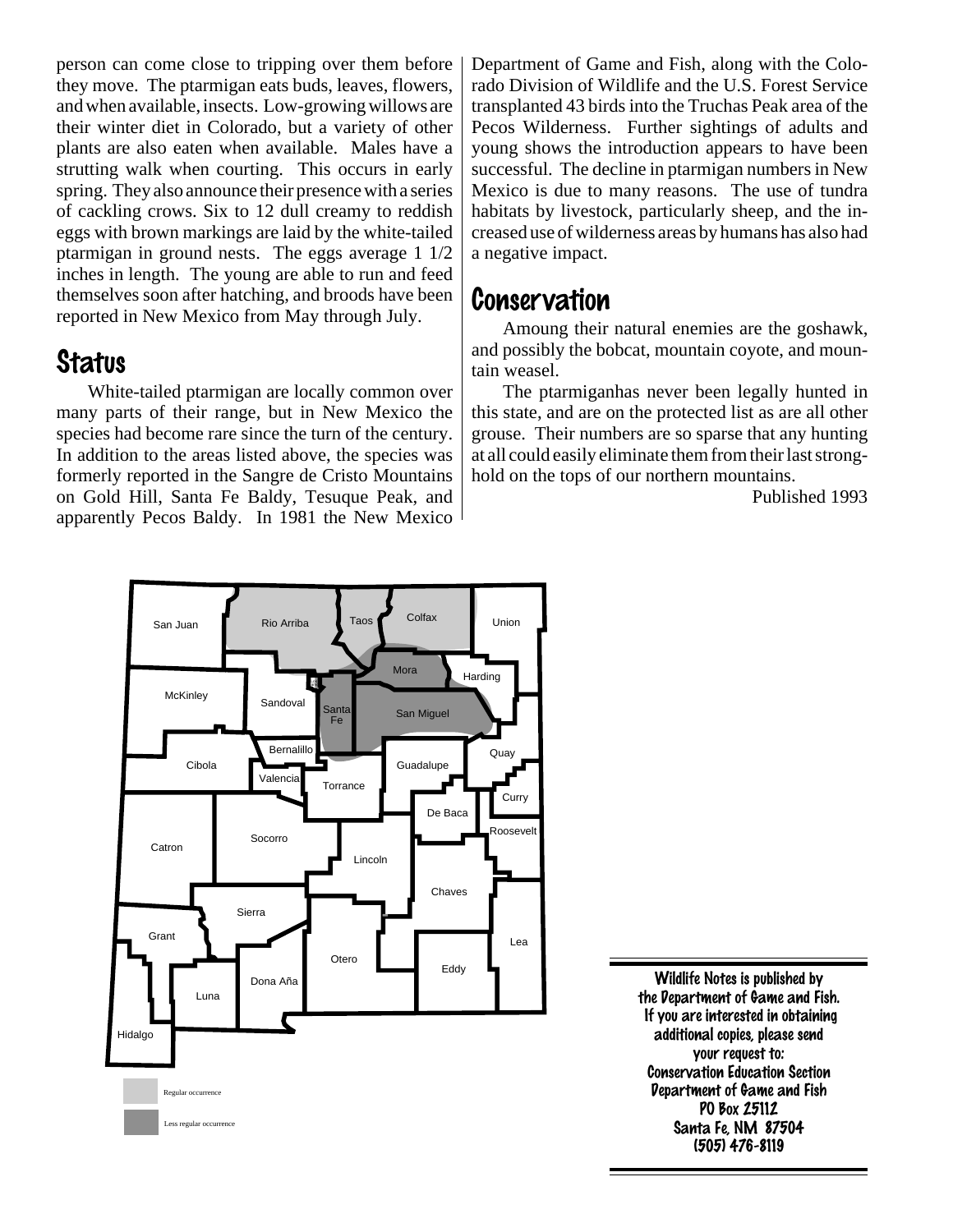person can come close to tripping over them before they move. The ptarmigan eats buds, leaves, flowers, and when available, insects. Low-growing willows are their winter diet in Colorado, but a variety of other plants are also eaten when available. Males have a strutting walk when courting. This occurs in early spring. They also announce their presence with a series of cackling crows. Six to 12 dull creamy to reddish eggs with brown markings are laid by the white-tailed ptarmigan in ground nests. The eggs average 1 1/2 inches in length. The young are able to run and feed themselves soon after hatching, and broods have been reported in New Mexico from May through July.

## Status

White-tailed ptarmigan are locally common over many parts of their range, but in New Mexico the species had become rare since the turn of the century. In addition to the areas listed above, the species was formerly reported in the Sangre de Cristo Mountains on Gold Hill, Santa Fe Baldy, Tesuque Peak, and apparently Pecos Baldy. In 1981 the New Mexico Department of Game and Fish, along with the Colorado Division of Wildlife and the U.S. Forest Service transplanted 43 birds into the Truchas Peak area of the Pecos Wilderness. Further sightings of adults and young shows the introduction appears to have been successful. The decline in ptarmigan numbers in New Mexico is due to many reasons. The use of tundra habitats by livestock, particularly sheep, and the increased use of wilderness areas by humans has also had a negative impact.

## Conservation

Amoung their natural enemies are the goshawk, and possibly the bobcat, mountain coyote, and mountain weasel.

The ptarmiganhas never been legally hunted in this state, and are on the protected list as are all other grouse. Their numbers are so sparse that any hunting at all could easily eliminate them from their last stronghold on the tops of our northern mountains.

Published 1993

San Juan
Rio Arriba
Taos
Colfax
Union
McKinley
Sandoval
Mora
Harding
Santa Fe
San Miguel
Bernalillo
Cibola
Valencia
Torrance
Guadalupe
Quay
Curry
De Baca
Roosevelt
Catron
Socorro
Lincoln
Chaves
Sierra
Grant
Otero
Eddy
Lea
Dona Aña
Luna
Hidalgo

Regular occurrence

Less regular occurrence

**Wildlife Notes is published by the Department of Game and Fish. If you are interested in obtaining additional copies, please send your request to:**
**Conservation Education Section**
**Department of Game and Fish**
**PO Box 25112**
**Santa Fe, NM 87504**
**(505) 476-8119**